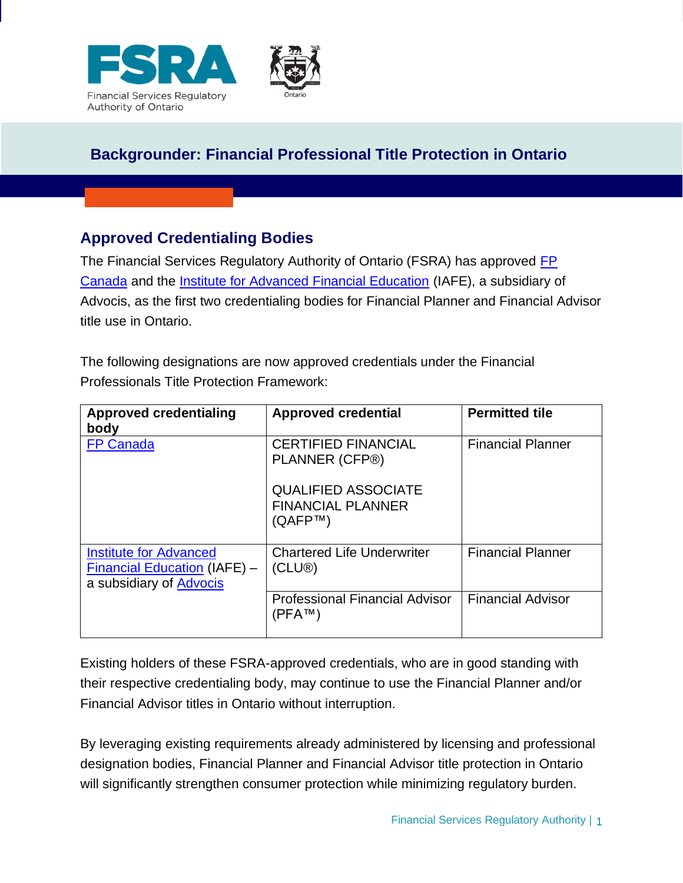Financial Services Regulatory Authority of Ontario

Ontario

# Backgrounder: Financial Professional Title Protection in Ontario

## Approved Credentialing Bodies

The Financial Services Regulatory Authority of Ontario (FSRA) has approved FP Canada and the Institute for Advanced Financial Education (IAFE), a subsidiary of Advocis, as the first two credentialing bodies for Financial Planner and Financial Advisor title use in Ontario.

The following designations are now approved credentials under the Financial Professionals Title Protection Framework:

| Approved credentialing body | Approved credential | Permitted tile |
|---|---|---|
| FP Canada | CERTIFIED FINANCIAL PLANNER (CFP®)<br><br>QUALIFIED ASSOCIATE FINANCIAL PLANNER (QAFP™) | Financial Planner |
| Institute for Advanced Financial Education (IAFE) – a subsidiary of Advocis | Chartered Life Underwriter (CLU®) | Financial Planner |
| | Professional Financial Advisor (PFA™) | Financial Advisor |

Existing holders of these FSRA-approved credentials, who are in good standing with their respective credentialing body, may continue to use the Financial Planner and/or Financial Advisor titles in Ontario without interruption.

By leveraging existing requirements already administered by licensing and professional designation bodies, Financial Planner and Financial Advisor title protection in Ontario will significantly strengthen consumer protection while minimizing regulatory burden.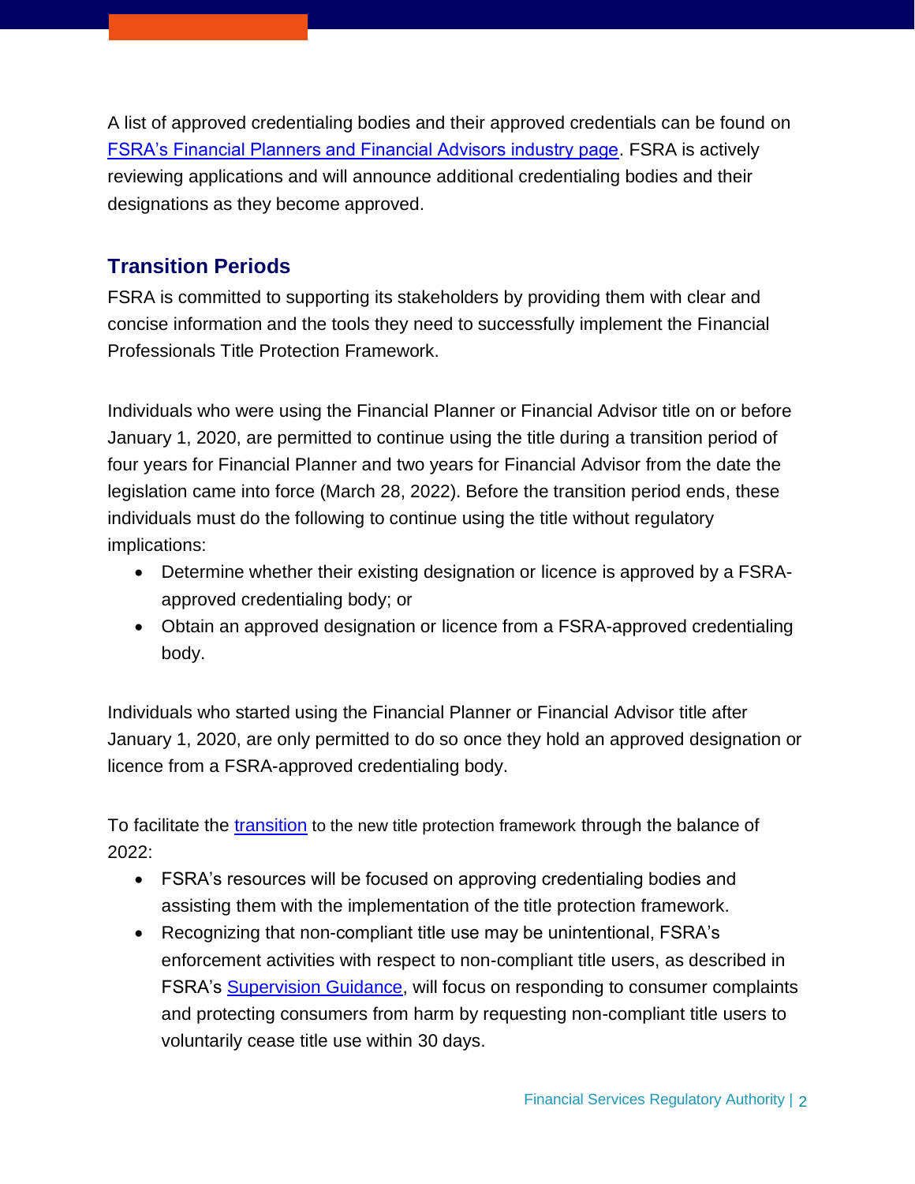A list of approved credentialing bodies and their approved credentials can be found on [FSRA's Financial Planners and Financial Advisors industry page](). FSRA is actively reviewing applications and will announce additional credentialing bodies and their designations as they become approved.

## Transition Periods

FSRA is committed to supporting its stakeholders by providing them with clear and concise information and the tools they need to successfully implement the Financial Professionals Title Protection Framework.

Individuals who were using the Financial Planner or Financial Advisor title on or before January 1, 2020, are permitted to continue using the title during a transition period of four years for Financial Planner and two years for Financial Advisor from the date the legislation came into force (March 28, 2022). Before the transition period ends, these individuals must do the following to continue using the title without regulatory implications:

- Determine whether their existing designation or licence is approved by a FSRA-approved credentialing body; or
- Obtain an approved designation or licence from a FSRA-approved credentialing body.

Individuals who started using the Financial Planner or Financial Advisor title after January 1, 2020, are only permitted to do so once they hold an approved designation or licence from a FSRA-approved credentialing body.

To facilitate the transition to the new title protection framework through the balance of 2022:

- FSRA's resources will be focused on approving credentialing bodies and assisting them with the implementation of the title protection framework.
- Recognizing that non-compliant title use may be unintentional, FSRA's enforcement activities with respect to non-compliant title users, as described in FSRA's Supervision Guidance, will focus on responding to consumer complaints and protecting consumers from harm by requesting non-compliant title users to voluntarily cease title use within 30 days.